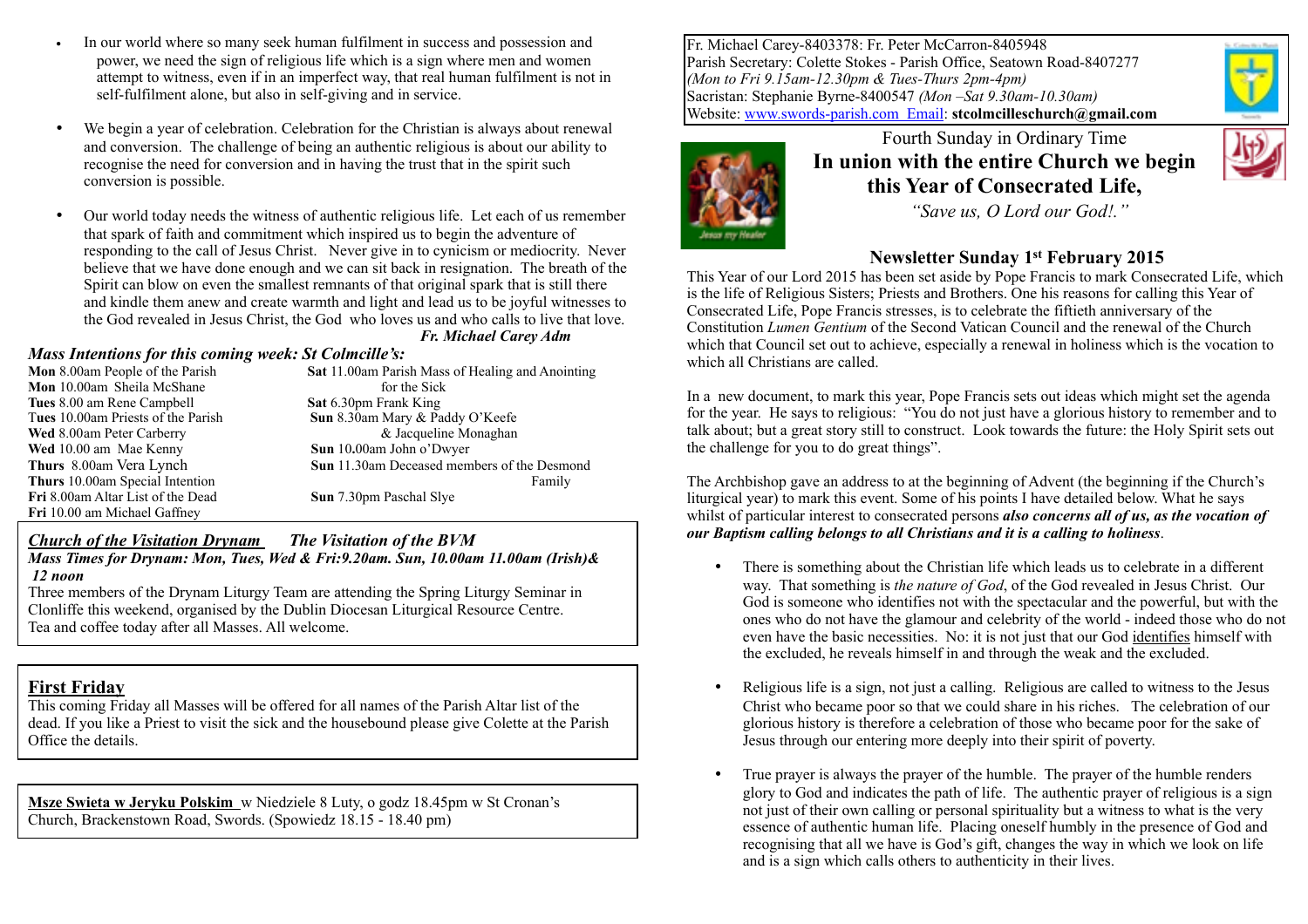- In our world where so many seek human fulfilment in success and possession and power, we need the sign of religious life which is a sign where men and women attempt to witness, even if in an imperfect way, that real human fulfilment is not in self-fulfilment alone, but also in self-giving and in service.

- We begin a year of celebration. Celebration for the Christian is always about renewal and conversion. The challenge of being an authentic religious is about our ability to recognise the need for conversion and in having the trust that in the spirit such conversion is possible.

- Our world today needs the witness of authentic religious life. Let each of us remember that spark of faith and commitment which inspired us to begin the adventure of responding to the call of Jesus Christ. Never give in to cynicism or mediocrity. Never believe that we have done enough and we can sit back in resignation. The breath of the Spirit can blow on even the smallest remnants of that original spark that is still there and kindle them anew and create warmth and light and lead us to be joyful witnesses to the God revealed in Jesus Christ, the God who loves us and who calls to live that love.

***Fr. Michael Carey Adm***

### *Mass Intentions for this coming week: St Colmcille's:*

**Mon** 8.00am People of the Parish
**Mon** 10.00am Sheila McShane
**Tues** 8.00 am Rene Campbell
**Tues** 10.00am Priests of the Parish
**Wed** 8.00am Peter Carberry
**Wed** 10.00 am Mae Kenny
**Thurs** 8.00am Vera Lynch
**Thurs** 10.00am Special Intention
**Fri** 8.00am Altar List of the Dead
**Fri** 10.00 am Michael Gaffney
**Sat** 11.00am Parish Mass of Healing and Anointing for the Sick
**Sat** 6.30pm Frank King
**Sun** 8.30am Mary & Paddy O'Keefe & Jacqueline Monaghan
**Sun** 10.00am John o'Dwyer
**Sun** 11.30am Deceased members of the Desmond Family
**Sun** 7.30pm Paschal Slye

### *Church of the Visitation Drynam* *The Visitation of the BVM*

***Mass Times for Drynam: Mon, Tues, Wed & Fri:9.20am. Sun, 10.00am 11.00am (Irish)& 12 noon***

Three members of the Drynam Liturgy Team are attending the Spring Liturgy Seminar in Clonliffe this weekend, organised by the Dublin Diocesan Liturgical Resource Centre. Tea and coffee today after all Masses. All welcome.

### First Friday

This coming Friday all Masses will be offered for all names of the Parish Altar list of the dead. If you like a Priest to visit the sick and the housebound please give Colette at the Parish Office the details.

**Msze Swieta w Jeryku Polskim** w Niedziele 8 Luty, o godz 18.45pm w St Cronan's Church, Brackenstown Road, Swords. (Spowiedz 18.15 - 18.40 pm)

---

Fr. Michael Carey-8403378: Fr. Peter McCarron-8405948
Parish Secretary: Colette Stokes - Parish Office, Seatown Road-8407277
*(Mon to Fri 9.15am-12.30pm & Tues-Thurs 2pm-4pm)*
Sacristan: Stephanie Byrne-8400547 *(Mon –Sat 9.30am-10.30am)*
Website: www.swords-parish.com Email: **stcolmcilleschurch@gmail.com**

Fourth Sunday in Ordinary Time

# In union with the entire Church we begin this Year of Consecrated Life,

*"Save us, O Lord our God!."*

## Newsletter Sunday 1st February 2015

This Year of our Lord 2015 has been set aside by Pope Francis to mark Consecrated Life, which is the life of Religious Sisters; Priests and Brothers. One his reasons for calling this Year of Consecrated Life, Pope Francis stresses, is to celebrate the fiftieth anniversary of the Constitution *Lumen Gentium* of the Second Vatican Council and the renewal of the Church which that Council set out to achieve, especially a renewal in holiness which is the vocation to which all Christians are called.

In a new document, to mark this year, Pope Francis sets out ideas which might set the agenda for the year. He says to religious: "You do not just have a glorious history to remember and to talk about; but a great story still to construct. Look towards the future: the Holy Spirit sets out the challenge for you to do great things".

The Archbishop gave an address to at the beginning of Advent (the beginning if the Church's liturgical year) to mark this event. Some of his points I have detailed below. What he says whilst of particular interest to consecrated persons ***also concerns all of us, as the vocation of our Baptism calling belongs to all Christians and it is a calling to holiness***.

- There is something about the Christian life which leads us to celebrate in a different way. That something is *the nature of God*, of the God revealed in Jesus Christ. Our God is someone who identifies not with the spectacular and the powerful, but with the ones who do not have the glamour and celebrity of the world - indeed those who do not even have the basic necessities. No: it is not just that our God identifies himself with the excluded, he reveals himself in and through the weak and the excluded.

- Religious life is a sign, not just a calling. Religious are called to witness to the Jesus Christ who became poor so that we could share in his riches. The celebration of our glorious history is therefore a celebration of those who became poor for the sake of Jesus through our entering more deeply into their spirit of poverty.

- True prayer is always the prayer of the humble. The prayer of the humble renders glory to God and indicates the path of life. The authentic prayer of religious is a sign not just of their own calling or personal spirituality but a witness to what is the very essence of authentic human life. Placing oneself humbly in the presence of God and recognising that all we have is God's gift, changes the way in which we look on life and is a sign which calls others to authenticity in their lives.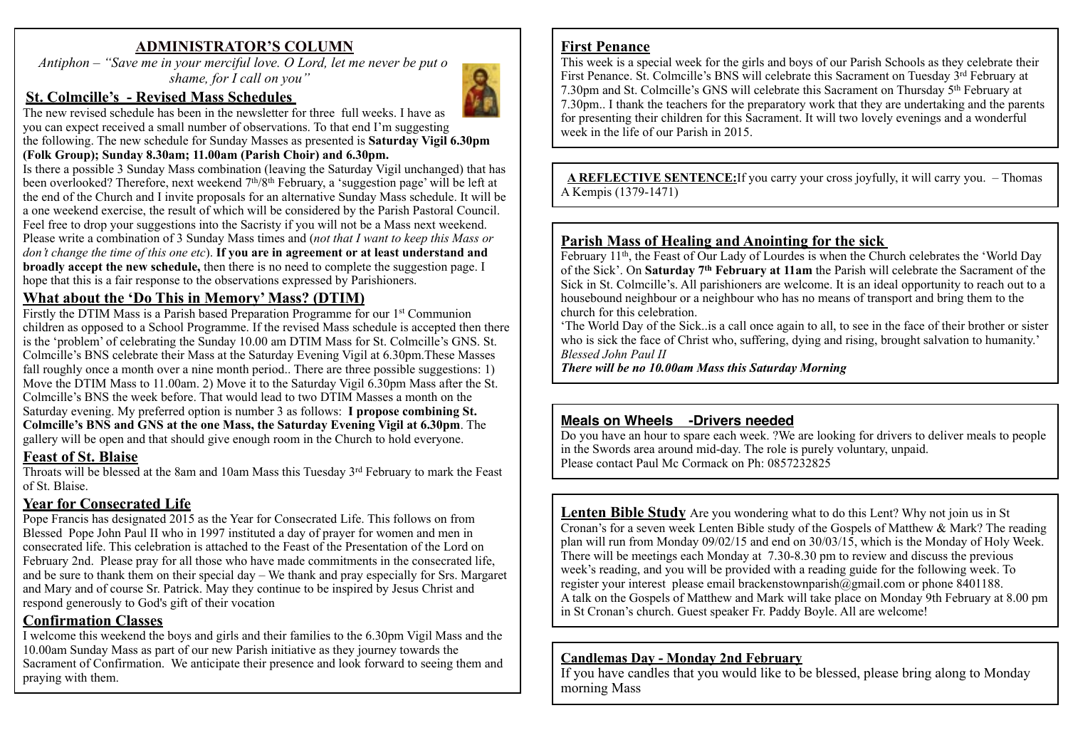## ADMINISTRATOR'S COLUMN

*Antiphon – "Save me in your merciful love. O Lord, let me never be put o shame, for I call on you"*

### St. Colmcille's - Revised Mass Schedules

The new revised schedule has been in the newsletter for three full weeks. I have as you can expect received a small number of observations. To that end I'm suggesting the following. The new schedule for Sunday Masses as presented is **Saturday Vigil 6.30pm (Folk Group); Sunday 8.30am; 11.00am (Parish Choir) and 6.30pm.**

Is there a possible 3 Sunday Mass combination (leaving the Saturday Vigil unchanged) that has been overlooked? Therefore, next weekend 7th/8th February, a 'suggestion page' will be left at the end of the Church and I invite proposals for an alternative Sunday Mass schedule. It will be a one weekend exercise, the result of which will be considered by the Parish Pastoral Council. Feel free to drop your suggestions into the Sacristy if you will not be a Mass next weekend. Please write a combination of 3 Sunday Mass times and (*not that I want to keep this Mass or don't change the time of this one etc*). **If you are in agreement or at least understand and broadly accept the new schedule,** then there is no need to complete the suggestion page. I hope that this is a fair response to the observations expressed by Parishioners.

### What about the 'Do This in Memory' Mass? (DTIM)

Firstly the DTIM Mass is a Parish based Preparation Programme for our 1st Communion children as opposed to a School Programme. If the revised Mass schedule is accepted then there is the 'problem' of celebrating the Sunday 10.00 am DTIM Mass for St. Colmcille's GNS. St. Colmcille's BNS celebrate their Mass at the Saturday Evening Vigil at 6.30pm.These Masses fall roughly once a month over a nine month period.. There are three possible suggestions: 1) Move the DTIM Mass to 11.00am. 2) Move it to the Saturday Vigil 6.30pm Mass after the St. Colmcille's BNS the week before. That would lead to two DTIM Masses a month on the Saturday evening. My preferred option is number 3 as follows: **I propose combining St. Colmcille's BNS and GNS at the one Mass, the Saturday Evening Vigil at 6.30pm**. The gallery will be open and that should give enough room in the Church to hold everyone.

### Feast of St. Blaise

Throats will be blessed at the 8am and 10am Mass this Tuesday 3rd February to mark the Feast of St. Blaise.

### Year for Consecrated Life

Pope Francis has designated 2015 as the Year for Consecrated Life. This follows on from Blessed Pope John Paul II who in 1997 instituted a day of prayer for women and men in consecrated life. This celebration is attached to the Feast of the Presentation of the Lord on February 2nd. Please pray for all those who have made commitments in the consecrated life, and be sure to thank them on their special day – We thank and pray especially for Srs. Margaret and Mary and of course Sr. Patrick. May they continue to be inspired by Jesus Christ and respond generously to God's gift of their vocation

### Confirmation Classes

I welcome this weekend the boys and girls and their families to the 6.30pm Vigil Mass and the 10.00am Sunday Mass as part of our new Parish initiative as they journey towards the Sacrament of Confirmation. We anticipate their presence and look forward to seeing them and praying with them.

### First Penance

This week is a special week for the girls and boys of our Parish Schools as they celebrate their First Penance. St. Colmcille's BNS will celebrate this Sacrament on Tuesday 3rd February at 7.30pm and St. Colmcille's GNS will celebrate this Sacrament on Thursday 5th February at 7.30pm.. I thank the teachers for the preparatory work that they are undertaking and the parents for presenting their children for this Sacrament. It will two lovely evenings and a wonderful week in the life of our Parish in 2015.

**A REFLECTIVE SENTENCE:** If you carry your cross joyfully, it will carry you. – Thomas A Kempis (1379-1471)

### Parish Mass of Healing and Anointing for the sick

February 11th, the Feast of Our Lady of Lourdes is when the Church celebrates the 'World Day of the Sick'. On **Saturday 7th February at 11am** the Parish will celebrate the Sacrament of the Sick in St. Colmcille's. All parishioners are welcome. It is an ideal opportunity to reach out to a housebound neighbour or a neighbour who has no means of transport and bring them to the church for this celebration.

'The World Day of the Sick..is a call once again to all, to see in the face of their brother or sister who is sick the face of Christ who, suffering, dying and rising, brought salvation to humanity.' *Blessed John Paul II*

***There will be no 10.00am Mass this Saturday Morning***

### Meals on Wheels -Drivers needed

Do you have an hour to spare each week. ?We are looking for drivers to deliver meals to people in the Swords area around mid-day. The role is purely voluntary, unpaid.
Please contact Paul Mc Cormack on Ph: 0857232825

### Lenten Bible Study

Are you wondering what to do this Lent? Why not join us in St Cronan's for a seven week Lenten Bible study of the Gospels of Matthew & Mark? The reading plan will run from Monday 09/02/15 and end on 30/03/15, which is the Monday of Holy Week. There will be meetings each Monday at 7.30-8.30 pm to review and discuss the previous week's reading, and you will be provided with a reading guide for the following week. To register your interest please email brackenstownparish@gmail.com or phone 8401188.
A talk on the Gospels of Matthew and Mark will take place on Monday 9th February at 8.00 pm in St Cronan's church. Guest speaker Fr. Paddy Boyle. All are welcome!

### Candlemas Day - Monday 2nd February

If you have candles that you would like to be blessed, please bring along to Monday morning Mass